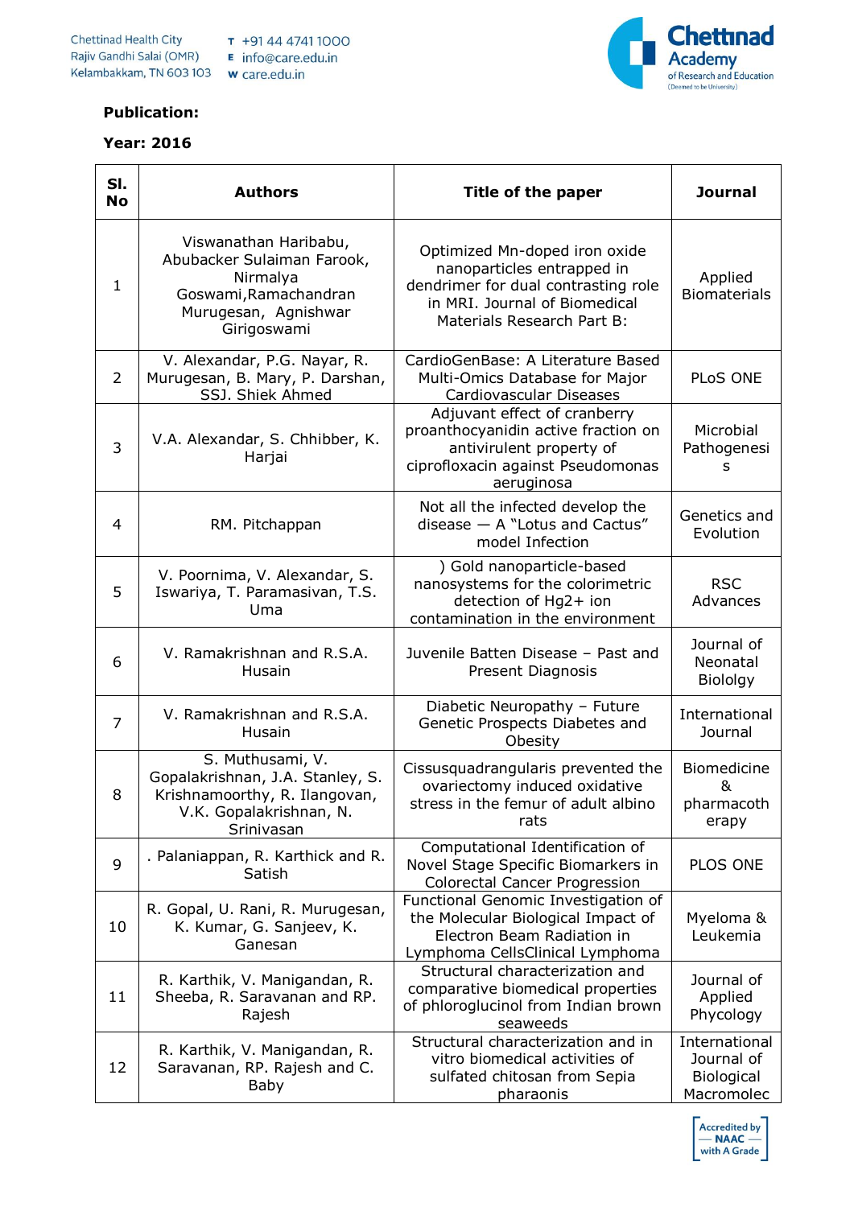**Publication:**

**Year: 2016**

| Sl. No | Authors | Title of the paper | Journal |
|---|---|---|---|
| 1 | Viswanathan Haribabu, Abubacker Sulaiman Farook, Nirmalya Goswami,Ramachandran Murugesan, Agnishwar Girigoswami | Optimized Mn-doped iron oxide nanoparticles entrapped in dendrimer for dual contrasting role in MRI. Journal of Biomedical Materials Research Part B: | Applied Biomaterials |
| 2 | V. Alexandar, P.G. Nayar, R. Murugesan, B. Mary, P. Darshan, SSJ. Shiek Ahmed | CardioGenBase: A Literature Based Multi-Omics Database for Major Cardiovascular Diseases | PLoS ONE |
| 3 | V.A. Alexandar, S. Chhibber, K. Harjai | Adjuvant effect of cranberry proanthocyanidin active fraction on antivirulent property of ciprofloxacin against Pseudomonas aeruginosa | Microbial Pathogenesis |
| 4 | RM. Pitchappan | Not all the infected develop the disease — A "Lotus and Cactus" model Infection | Genetics and Evolution |
| 5 | V. Poornima, V. Alexandar, S. Iswariya, T. Paramasivan, T.S. Uma | ) Gold nanoparticle-based nanosystems for the colorimetric detection of Hg2+ ion contamination in the environment | RSC Advances |
| 6 | V. Ramakrishnan and R.S.A. Husain | Juvenile Batten Disease – Past and Present Diagnosis | Journal of Neonatal Biololgy |
| 7 | V. Ramakrishnan and R.S.A. Husain | Diabetic Neuropathy – Future Genetic Prospects Diabetes and Obesity | International Journal |
| 8 | S. Muthusami, V. Gopalakrishnan, J.A. Stanley, S. Krishnamoorthy, R. Ilangovan, V.K. Gopalakrishnan, N. Srinivasan | Cissusquadrangularis prevented the ovariectomy induced oxidative stress in the femur of adult albino rats | Biomedicine & pharmacotherapy |
| 9 | . Palaniappan, R. Karthick and R. Satish | Computational Identification of Novel Stage Specific Biomarkers in Colorectal Cancer Progression | PLOS ONE |
| 10 | R. Gopal, U. Rani, R. Murugesan, K. Kumar, G. Sanjeev, K. Ganesan | Functional Genomic Investigation of the Molecular Biological Impact of Electron Beam Radiation in Lymphoma CellsClinical Lymphoma | Myeloma & Leukemia |
| 11 | R. Karthik, V. Manigandan, R. Sheeba, R. Saravanan and RP. Rajesh | Structural characterization and comparative biomedical properties of phloroglucinol from Indian brown seaweeds | Journal of Applied Phycology |
| 12 | R. Karthik, V. Manigandan, R. Saravanan, RP. Rajesh and C. Baby | Structural characterization and in vitro biomedical activities of sulfated chitosan from Sepia pharaonis | International Journal of Biological Macromolec |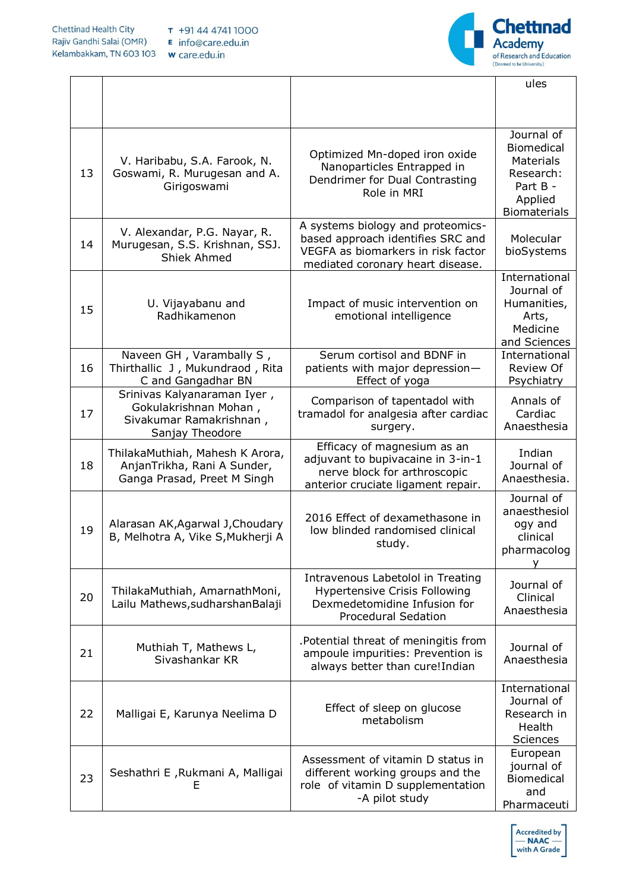| | | | ules |
|---|---|---|---|
| 13 | V. Haribabu, S.A. Farook, N. Goswami, R. Murugesan and A. Girigoswami | Optimized Mn-doped iron oxide Nanoparticles Entrapped in Dendrimer for Dual Contrasting Role in MRI | Journal of Biomedical Materials Research: Part B - Applied Biomaterials |
| 14 | V. Alexandar, P.G. Nayar, R. Murugesan, S.S. Krishnan, SSJ. Shiek Ahmed | A systems biology and proteomics-based approach identifies SRC and VEGFA as biomarkers in risk factor mediated coronary heart disease. | Molecular bioSystems |
| 15 | U. Vijayabanu and Radhikamenon | Impact of music intervention on emotional intelligence | International Journal of Humanities, Arts, Medicine and Sciences |
| 16 | Naveen GH , Varambally S , Thirthallic J , Mukundraod , Rita C and Gangadhar BN | Serum cortisol and BDNF in patients with major depression—Effect of yoga | International Review Of Psychiatry |
| 17 | Srinivas Kalyanaraman Iyer , Gokulakrishnan Mohan , Sivakumar Ramakrishnan , Sanjay Theodore | Comparison of tapentadol with tramadol for analgesia after cardiac surgery. | Annals of Cardiac Anaesthesia |
| 18 | ThilakaMuthiah, Mahesh K Arora, AnjanTrikha, Rani A Sunder, Ganga Prasad, Preet M Singh | Efficacy of magnesium as an adjuvant to bupivacaine in 3-in-1 nerve block for arthroscopic anterior cruciate ligament repair. | Indian Journal of Anaesthesia. |
| 19 | Alarasan AK,Agarwal J,Choudary B, Melhotra A, Vike S,Mukherji A | 2016 Effect of dexamethasone in low blinded randomised clinical study. | Journal of anaesthesiology and clinical pharmacology |
| 20 | ThilakaMuthiah, AmarnathMoni, Lailu Mathews,sudharshanBalaji | Intravenous Labetolol in Treating Hypertensive Crisis Following Dexmedetomidine Infusion for Procedural Sedation | Journal of Clinical Anaesthesia |
| 21 | Muthiah T, Mathews L, Sivashankar KR | .Potential threat of meningitis from ampoule impurities: Prevention is always better than cure!Indian | Journal of Anaesthesia |
| 22 | Malligai E, Karunya Neelima D | Effect of sleep on glucose metabolism | International Journal of Research in Health Sciences |
| 23 | Seshathri E ,Rukmani A, Malligai E | Assessment of vitamin D status in different working groups and the role of vitamin D supplementation -A pilot study | European journal of Biomedical and Pharmaceuti |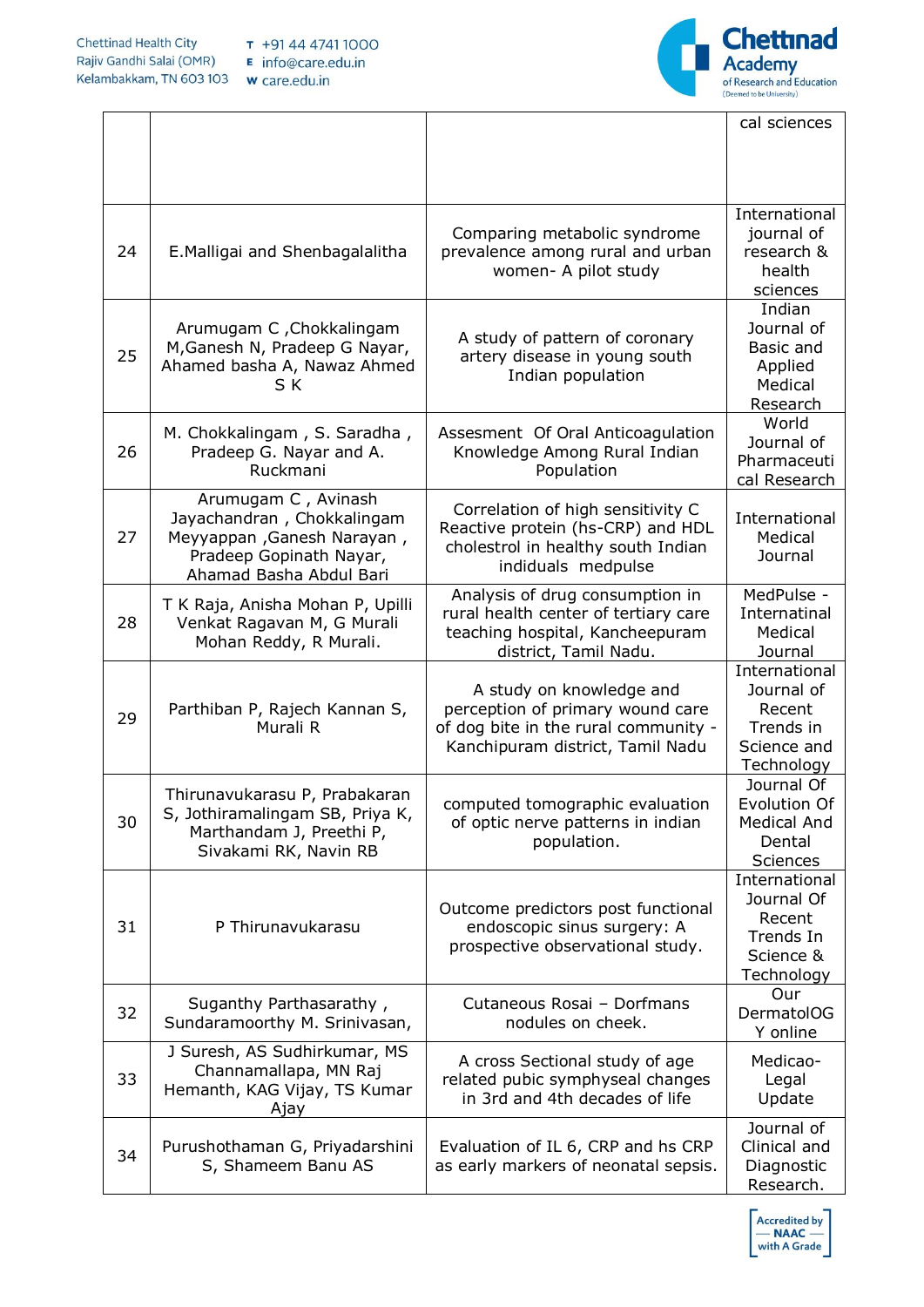| | | | |
|---|---|---|---|
| | | | cal sciences |
| 24 | E.Malligai and Shenbagalalitha | Comparing metabolic syndrome prevalence among rural and urban women- A pilot study | International journal of research & health sciences |
| 25 | Arumugam C ,Chokkalingam M,Ganesh N, Pradeep G Nayar, Ahamed basha A, Nawaz Ahmed S K | A study of pattern of coronary artery disease in young south Indian population | Indian Journal of Basic and Applied Medical Research |
| 26 | M. Chokkalingam , S. Saradha , Pradeep G. Nayar and A. Ruckmani | Assesment Of Oral Anticoagulation Knowledge Among Rural Indian Population | World Journal of Pharmaceutical Research |
| 27 | Arumugam C , Avinash Jayachandran , Chokkalingam Meyyappan ,Ganesh Narayan , Pradeep Gopinath Nayar, Ahamad Basha Abdul Bari | Correlation of high sensitivity C Reactive protein (hs-CRP) and HDL cholestrol in healthy south Indian indiuals medpulse | International Medical Journal |
| 28 | T K Raja, Anisha Mohan P, Upilli Venkat Ragavan M, G Murali Mohan Reddy, R Murali. | Analysis of drug consumption in rural health center of tertiary care teaching hospital, Kancheepuram district, Tamil Nadu. | MedPulse - International Medical Journal |
| 29 | Parthiban P, Rajech Kannan S, Murali R | A study on knowledge and perception of primary wound care of dog bite in the rural community - Kanchipuram district, Tamil Nadu | International Journal of Recent Trends in Science and Technology |
| 30 | Thirunavukarasu P, Prabakaran S, Jothiramalingam SB, Priya K, Marthandam J, Preethi P, Sivakami RK, Navin RB | computed tomographic evaluation of optic nerve patterns in indian population. | Journal Of Evolution Of Medical And Dental Sciences |
| 31 | P Thirunavukarasu | Outcome predictors post functional endoscopic sinus surgery: A prospective observational study. | International Journal Of Recent Trends In Science & Technology |
| 32 | Suganthy Parthasarathy , Sundaramoorthy M. Srinivasan, | Cutaneous Rosai – Dorfmans nodules on cheek. | Our DermatolOGY online |
| 33 | J Suresh, AS Sudhirkumar, MS Channamallapa, MN Raj Hemanth, KAG Vijay, TS Kumar Ajay | A cross Sectional study of age related pubic symphyseal changes in 3rd and 4th decades of life | Medicao-Legal Update |
| 34 | Purushothaman G, Priyadarshini S, Shameem Banu AS | Evaluation of IL 6, CRP and hs CRP as early markers of neonatal sepsis. | Journal of Clinical and Diagnostic Research. |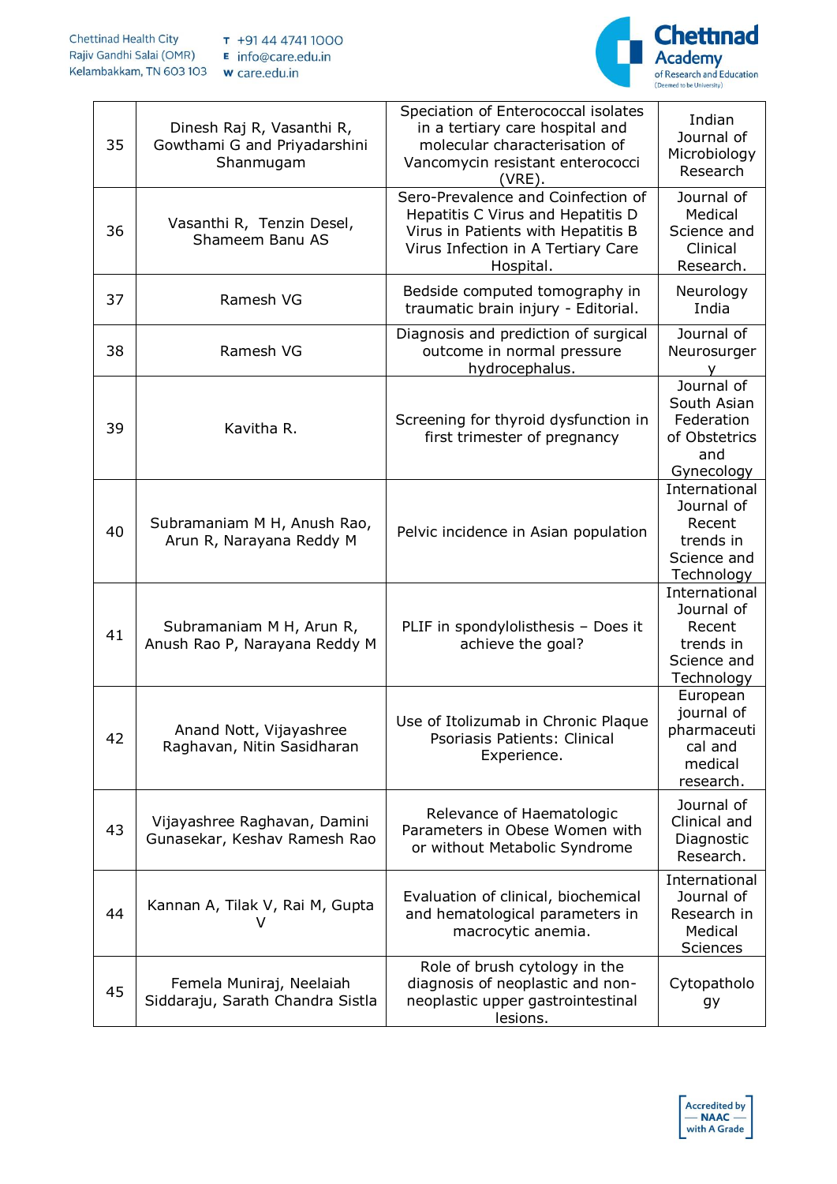| 35 | Dinesh Raj R, Vasanthi R, Gowthami G and Priyadarshini Shanmugam | Speciation of Enterococcal isolates in a tertiary care hospital and molecular characterisation of Vancomycin resistant enterococci (VRE). | Indian Journal of Microbiology Research |
|---|---|---|---|
| 36 | Vasanthi R, Tenzin Desel, Shameem Banu AS | Sero-Prevalence and Coinfection of Hepatitis C Virus and Hepatitis D Virus in Patients with Hepatitis B Virus Infection in A Tertiary Care Hospital. | Journal of Medical Science and Clinical Research. |
| 37 | Ramesh VG | Bedside computed tomography in traumatic brain injury - Editorial. | Neurology India |
| 38 | Ramesh VG | Diagnosis and prediction of surgical outcome in normal pressure hydrocephalus. | Journal of Neurosurgery |
| 39 | Kavitha R. | Screening for thyroid dysfunction in first trimester of pregnancy | Journal of South Asian Federation of Obstetrics and Gynecology |
| 40 | Subramaniam M H, Anush Rao, Arun R, Narayana Reddy M | Pelvic incidence in Asian population | International Journal of Recent trends in Science and Technology |
| 41 | Subramaniam M H, Arun R, Anush Rao P, Narayana Reddy M | PLIF in spondylolisthesis – Does it achieve the goal? | International Journal of Recent trends in Science and Technology |
| 42 | Anand Nott, Vijayashree Raghavan, Nitin Sasidharan | Use of Itolizumab in Chronic Plaque Psoriasis Patients: Clinical Experience. | European journal of pharmaceutical and medical research. |
| 43 | Vijayashree Raghavan, Damini Gunasekar, Keshav Ramesh Rao | Relevance of Haematologic Parameters in Obese Women with or without Metabolic Syndrome | Journal of Clinical and Diagnostic Research. |
| 44 | Kannan A, Tilak V, Rai M, Gupta V | Evaluation of clinical, biochemical and hematological parameters in macrocytic anemia. | International Journal of Research in Medical Sciences |
| 45 | Femela Muniraj, Neelaiah Siddaraju, Sarath Chandra Sistla | Role of brush cytology in the diagnosis of neoplastic and non-neoplastic upper gastrointestinal lesions. | Cytopathology |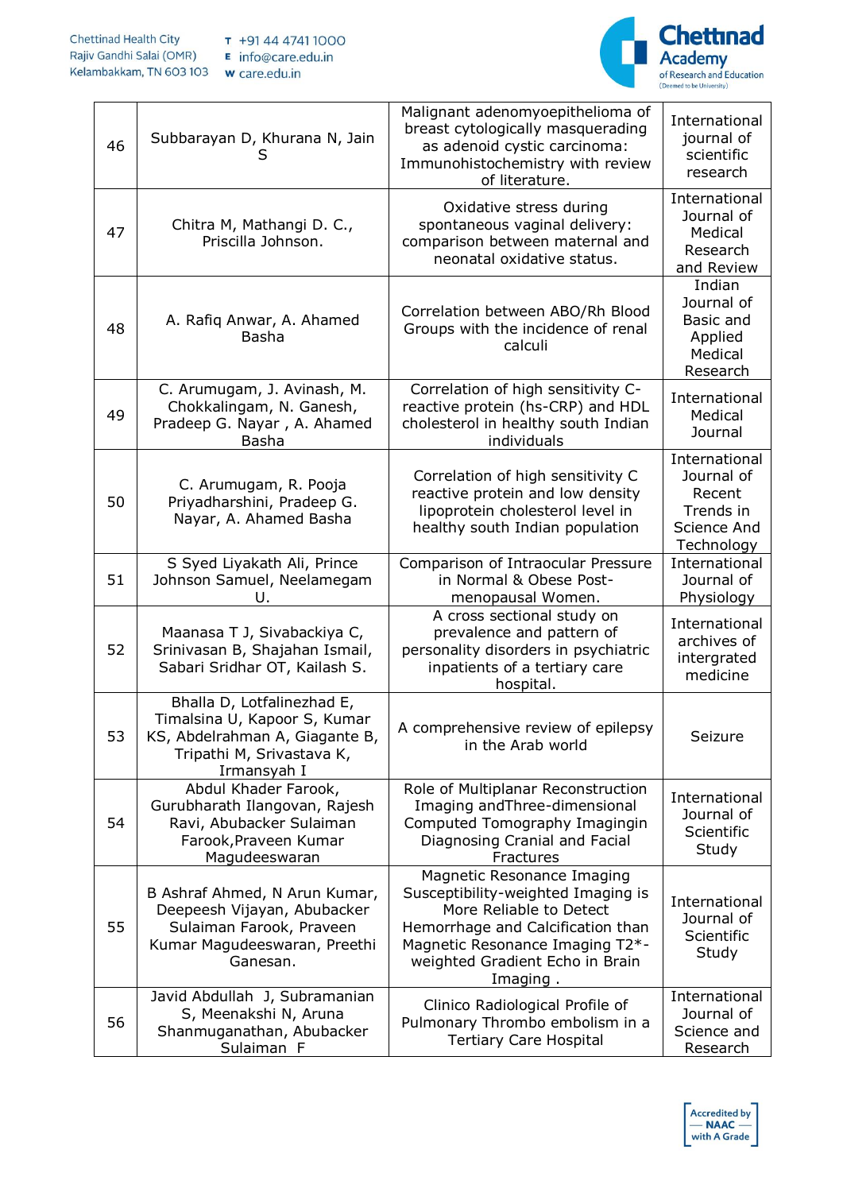| 46 | Subbarayan D, Khurana N, Jain S | Malignant adenomyoepithelioma of breast cytologically masquerading as adenoid cystic carcinoma: Immunohistochemistry with review of literature. | International journal of scientific research |
|---|---|---|---|
| 47 | Chitra M, Mathangi D. C., Priscilla Johnson. | Oxidative stress during spontaneous vaginal delivery: comparison between maternal and neonatal oxidative status. | International Journal of Medical Research and Review |
| 48 | A. Rafiq Anwar, A. Ahamed Basha | Correlation between ABO/Rh Blood Groups with the incidence of renal calculi | Indian Journal of Basic and Applied Medical Research |
| 49 | C. Arumugam, J. Avinash, M. Chokkalingam, N. Ganesh, Pradeep G. Nayar , A. Ahamed Basha | Correlation of high sensitivity C-reactive protein (hs-CRP) and HDL cholesterol in healthy south Indian individuals | International Medical Journal |
| 50 | C. Arumugam, R. Pooja Priyadharshini, Pradeep G. Nayar, A. Ahamed Basha | Correlation of high sensitivity C reactive protein and low density lipoprotein cholesterol level in healthy south Indian population | International Journal of Recent Trends in Science And Technology |
| 51 | S Syed Liyakath Ali, Prince Johnson Samuel, Neelamegam U. | Comparison of Intraocular Pressure in Normal & Obese Post-menopausal Women. | International Journal of Physiology |
| 52 | Maanasa T J, Sivabackiya C, Srinivasan B, Shajahan Ismail, Sabari Sridhar OT, Kailash S. | A cross sectional study on prevalence and pattern of personality disorders in psychiatric inpatients of a tertiary care hospital. | International archives of intergrated medicine |
| 53 | Bhalla D, Lotfalinezhad E, Timalsina U, Kapoor S, Kumar KS, Abdelrahman A, Giagante B, Tripathi M, Srivastava K, Irmansyah I | A comprehensive review of epilepsy in the Arab world | Seizure |
| 54 | Abdul Khader Farook, Gurubharath Ilangovan, Rajesh Ravi, Abubacker Sulaiman Farook,Praveen Kumar Magudeeswaran | Role of Multiplanar Reconstruction Imaging andThree-dimensional Computed Tomography Imagingin Diagnosing Cranial and Facial Fractures | International Journal of Scientific Study |
| 55 | B Ashraf Ahmed, N Arun Kumar, Deepeesh Vijayan, Abubacker Sulaiman Farook, Praveen Kumar Magudeeswaran, Preethi Ganesan. | Magnetic Resonance Imaging Susceptibility-weighted Imaging is More Reliable to Detect Hemorrhage and Calcification than Magnetic Resonance Imaging T2*-weighted Gradient Echo in Brain Imaging . | International Journal of Scientific Study |
| 56 | Javid Abdullah J, Subramanian S, Meenakshi N, Aruna Shanmuganathan, Abubacker Sulaiman F | Clinico Radiological Profile of Pulmonary Thrombo embolism in a Tertiary Care Hospital | International Journal of Science and Research |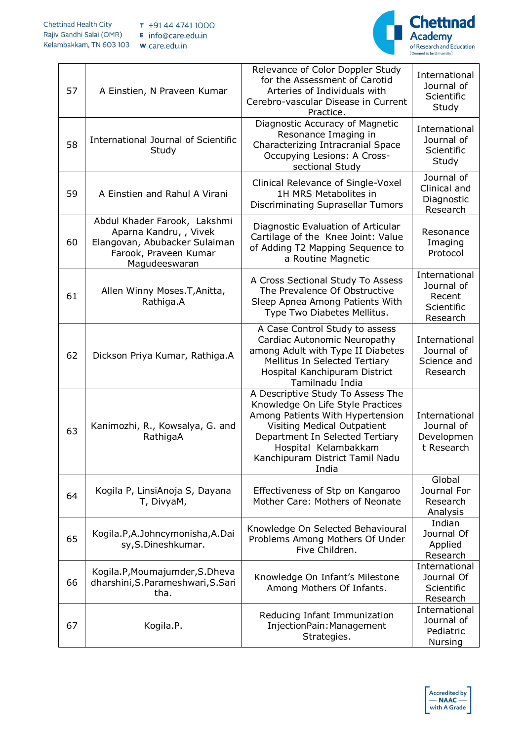| 57 | A Einstien, N Praveen Kumar | Relevance of Color Doppler Study for the Assessment of Carotid Arteries of Individuals with Cerebro-vascular Disease in Current Practice. | International Journal of Scientific Study |
|---|---|---|---|
| 58 | International Journal of Scientific Study | Diagnostic Accuracy of Magnetic Resonance Imaging in Characterizing Intracranial Space Occupying Lesions: A Cross-sectional Study | International Journal of Scientific Study |
| 59 | A Einstien and Rahul A Virani | Clinical Relevance of Single-Voxel 1H MRS Metabolites in Discriminating Suprasellar Tumors | Journal of Clinical and Diagnostic Research |
| 60 | Abdul Khader Farook, Lakshmi Aparna Kandru, , Vivek Elangovan, Abubacker Sulaiman Farook, Praveen Kumar Magudeeswaran | Diagnostic Evaluation of Articular Cartilage of the Knee Joint: Value of Adding T2 Mapping Sequence to a Routine Magnetic | Resonance Imaging Protocol |
| 61 | Allen Winny Moses.T,Anitta, Rathiga.A | A Cross Sectional Study To Assess The Prevalence Of Obstructive Sleep Apnea Among Patients With Type Two Diabetes Mellitus. | International Journal of Recent Scientific Research |
| 62 | Dickson Priya Kumar, Rathiga.A | A Case Control Study to assess Cardiac Autonomic Neuropathy among Adult with Type II Diabetes Mellitus In Selected Tertiary Hospital Kanchipuram District Tamilnadu India | International Journal of Science and Research |
| 63 | Kanimozhi, R., Kowsalya, G. and RathigaA | A Descriptive Study To Assess The Knowledge On Life Style Practices Among Patients With Hypertension Visiting Medical Outpatient Department In Selected Tertiary Hospital Kelambakkam Kanchipuram District Tamil Nadu India | International Journal of Development Research |
| 64 | Kogila P, LinsiAnoja S, Dayana T, DivyaM, | Effectiveness of Stp on Kangaroo Mother Care: Mothers of Neonate | Global Journal For Research Analysis |
| 65 | Kogila.P,A.Johncymonisha,A.Daisy,S.Dineshkumar. | Knowledge On Selected Behavioural Problems Among Mothers Of Under Five Children. | Indian Journal Of Applied Research |
| 66 | Kogila.P,Moumajumder,S.Dhevadharshini,S.Parameshwari,S.Saritha. | Knowledge On Infant's Milestone Among Mothers Of Infants. | International Journal Of Scientific Research |
| 67 | Kogila.P. | Reducing Infant Immunization InjectionPain:Management Strategies. | International Journal of Pediatric Nursing |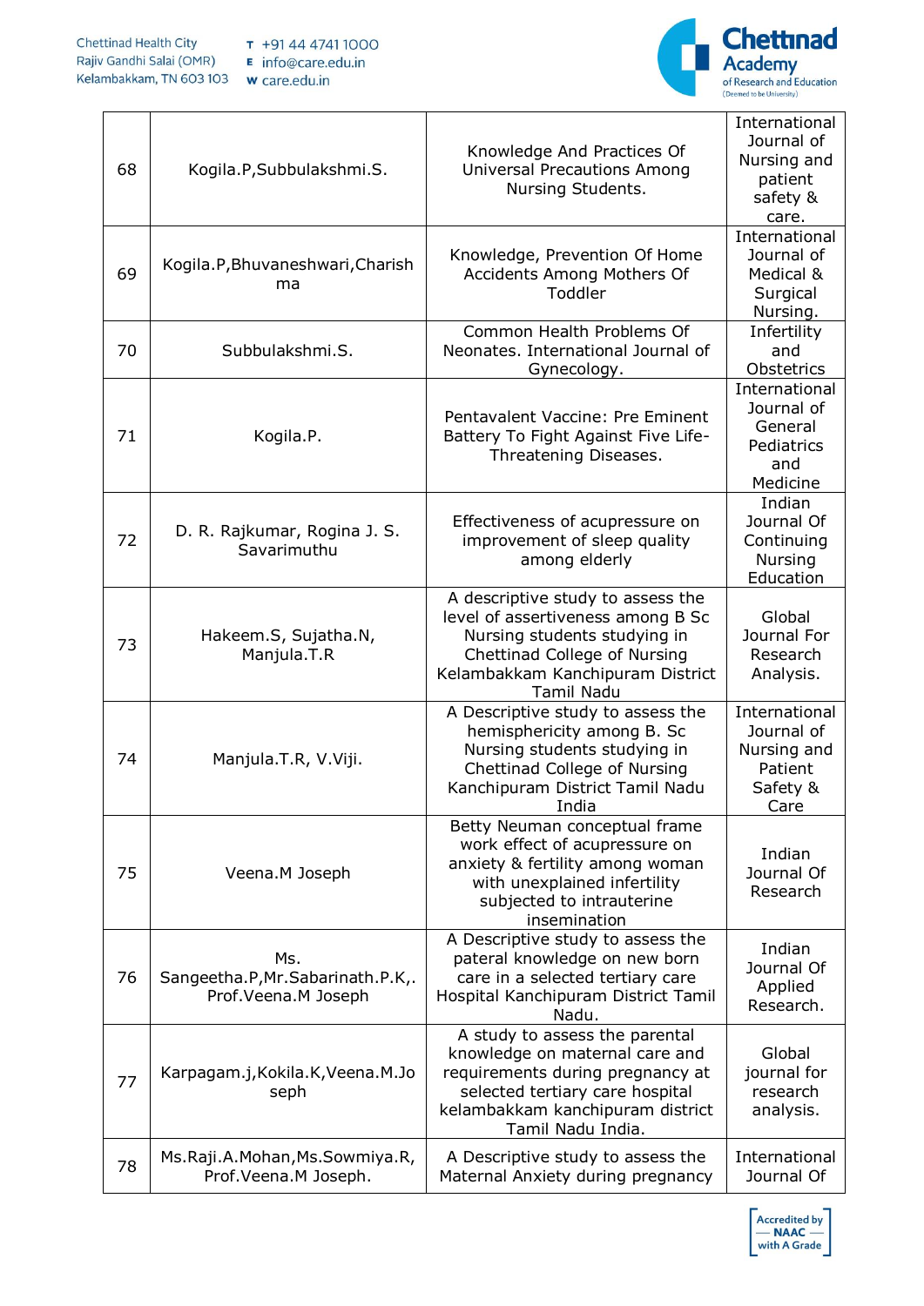| 68 | Kogila.P,Subbulakshmi.S. | Knowledge And Practices Of Universal Precautions Among Nursing Students. | International Journal of Nursing and patient safety & care. |
|---|---|---|---|
| 69 | Kogila.P,Bhuvaneshwari,Charishma | Knowledge, Prevention Of Home Accidents Among Mothers Of Toddler | International Journal of Medical & Surgical Nursing. |
| 70 | Subbulakshmi.S. | Common Health Problems Of Neonates. International Journal of Gynecology. | Infertility and Obstetrics |
| 71 | Kogila.P. | Pentavalent Vaccine: Pre Eminent Battery To Fight Against Five Life-Threatening Diseases. | International Journal of General Pediatrics and Medicine |
| 72 | D. R. Rajkumar, Rogina J. S. Savarimuthu | Effectiveness of acupressure on improvement of sleep quality among elderly | Indian Journal Of Continuing Nursing Education |
| 73 | Hakeem.S, Sujatha.N, Manjula.T.R | A descriptive study to assess the level of assertiveness among B Sc Nursing students studying in Chettinad College of Nursing Kelambakkam Kanchipuram District Tamil Nadu | Global Journal For Research Analysis. |
| 74 | Manjula.T.R, V.Viji. | A Descriptive study to assess the hemisphericity among B. Sc Nursing students studying in Chettinad College of Nursing Kanchipuram District Tamil Nadu India | International Journal of Nursing and Patient Safety & Care |
| 75 | Veena.M Joseph | Betty Neuman conceptual frame work effect of acupressure on anxiety & fertility among woman with unexplained infertility subjected to intrauterine insemination | Indian Journal Of Research |
| 76 | Ms. Sangeetha.P,Mr.Sabarinath.P.K,. Prof.Veena.M Joseph | A Descriptive study to assess the pateral knowledge on new born care in a selected tertiary care Hospital Kanchipuram District Tamil Nadu. | Indian Journal Of Applied Research. |
| 77 | Karpagam.j,Kokila.K,Veena.M.Joseph | A study to assess the parental knowledge on maternal care and requirements during pregnancy at selected tertiary care hospital kelambakkam kanchipuram district Tamil Nadu India. | Global journal for research analysis. |
| 78 | Ms.Raji.A.Mohan,Ms.Sowmiya.R, Prof.Veena.M Joseph. | A Descriptive study to assess the Maternal Anxiety during pregnancy | International Journal Of |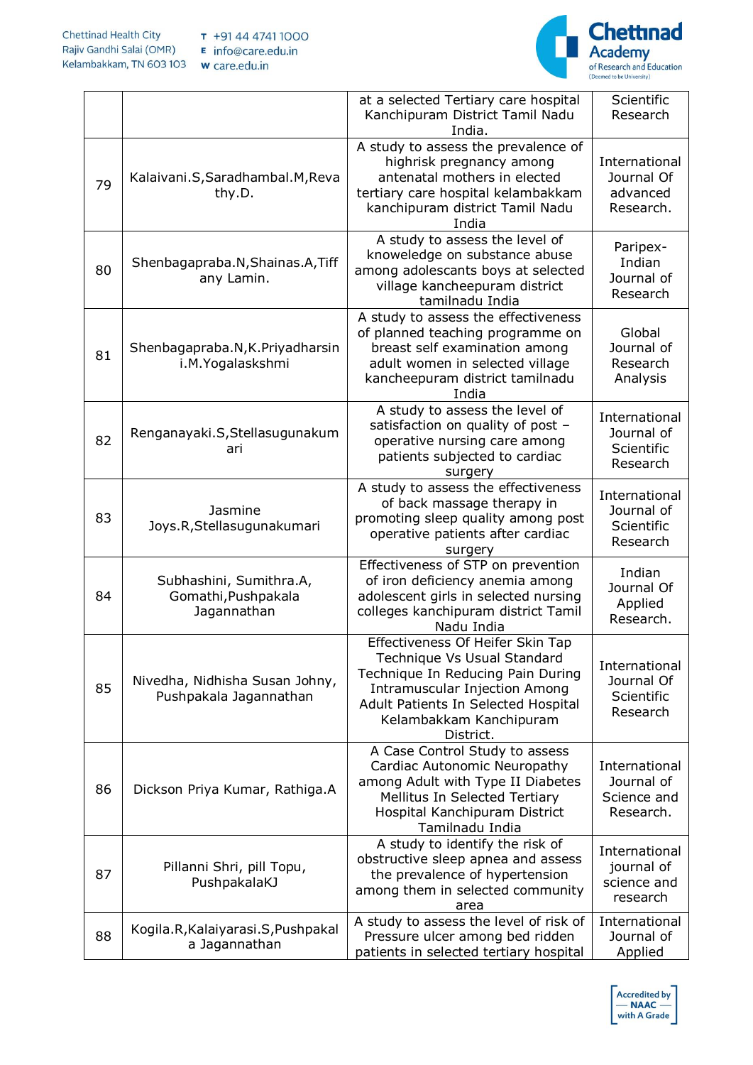| | | | |
|---|---|---|---|
| | | at a selected Tertiary care hospital Kanchipuram District Tamil Nadu India. | Scientific Research |
| 79 | Kalaivani.S,Saradhambal.M,Revathy.D. | A study to assess the prevalence of highrisk pregnancy among antenatal mothers in elected tertiary care hospital kelambakkam kanchipuram district Tamil Nadu India | International Journal Of advanced Research. |
| 80 | Shenbagapraba.N,Shainas.A,Tiffany Lamin. | A study to assess the level of knoweledge on substance abuse among adolescants boys at selected village kancheepuram district tamilnadu India | Paripex- Indian Journal of Research |
| 81 | Shenbagapraba.N,K.Priyadharsini.M.Yogalaskshmi | A study to assess the effectiveness of planned teaching programme on breast self examination among adult women in selected village kancheepuram district tamilnadu India | Global Journal of Research Analysis |
| 82 | Renganayaki.S,Stellasugunakumari | A study to assess the level of satisfaction on quality of post – operative nursing care among patients subjected to cardiac surgery | International Journal of Scientific Research |
| 83 | Jasmine Joys.R,Stellasugunakumari | A study to assess the effectiveness of back massage therapy in promoting sleep quality among post operative patients after cardiac surgery | International Journal of Scientific Research |
| 84 | Subhashini, Sumithra.A, Gomathi,Pushpakala Jagannathan | Effectiveness of STP on prevention of iron deficiency anemia among adolescent girls in selected nursing colleges kanchipuram district Tamil Nadu India | Indian Journal Of Applied Research. |
| 85 | Nivedha, Nidhisha Susan Johny, Pushpakala Jagannathan | Effectiveness Of Heifer Skin Tap Technique Vs Usual Standard Technique In Reducing Pain During Intramuscular Injection Among Adult Patients In Selected Hospital Kelambakkam Kanchipuram District. | International Journal Of Scientific Research |
| 86 | Dickson Priya Kumar, Rathiga.A | A Case Control Study to assess Cardiac Autonomic Neuropathy among Adult with Type II Diabetes Mellitus In Selected Tertiary Hospital Kanchipuram District Tamilnadu India | International Journal of Science and Research. |
| 87 | Pillanni Shri, pill Topu, PushpakalaKJ | A study to identify the risk of obstructive sleep apnea and assess the prevalence of hypertension among them in selected community area | International journal of science and research |
| 88 | Kogila.R,Kalaiyarasi.S,Pushpakala Jagannathan | A study to assess the level of risk of Pressure ulcer among bed ridden patients in selected tertiary hospital | International Journal of Applied |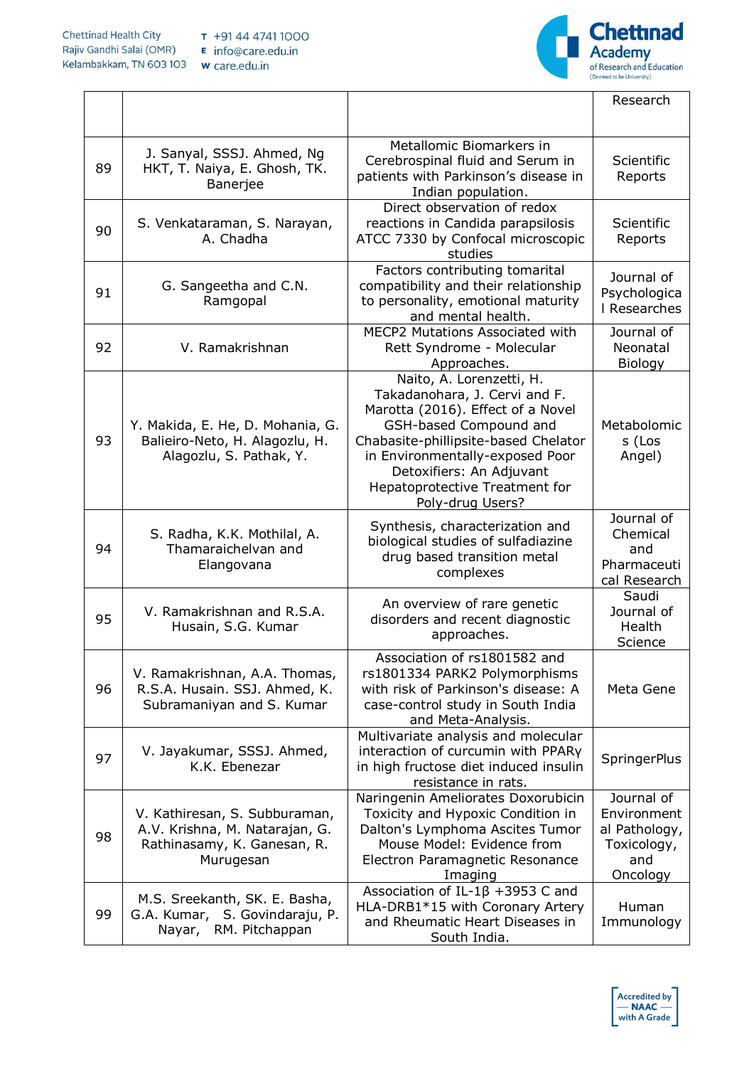| | | | Research |
|---|---|---|---|
| 89 | J. Sanyal, SSSJ. Ahmed, Ng HKT, T. Naiya, E. Ghosh, TK. Banerjee | Metallomic Biomarkers in Cerebrospinal fluid and Serum in patients with Parkinson's disease in Indian population. | Scientific Reports |
| 90 | S. Venkataraman, S. Narayan, A. Chadha | Direct observation of redox reactions in Candida parapsilosis ATCC 7330 by Confocal microscopic studies | Scientific Reports |
| 91 | G. Sangeetha and C.N. Ramgopal | Factors contributing tomarital compatibility and their relationship to personality, emotional maturity and mental health. | Journal of Psychological Researches |
| 92 | V. Ramakrishnan | MECP2 Mutations Associated with Rett Syndrome - Molecular Approaches. | Journal of Neonatal Biology |
| 93 | Y. Makida, E. He, D. Mohania, G. Balieiro-Neto, H. Alagozlu, H. Alagozlu, S. Pathak, Y. | Naito, A. Lorenzetti, H. Takadanohara, J. Cervi and F. Marotta (2016). Effect of a Novel GSH-based Compound and Chabasite-phillipsite-based Chelator in Environmentally-exposed Poor Detoxifiers: An Adjuvant Hepatoprotective Treatment for Poly-drug Users? | Metabolomics (Los Angel) |
| 94 | S. Radha, K.K. Mothilal, A. Thamaraichelvan and Elangovana | Synthesis, characterization and biological studies of sulfadiazine drug based transition metal complexes | Journal of Chemical and Pharmaceutical Research |
| 95 | V. Ramakrishnan and R.S.A. Husain, S.G. Kumar | An overview of rare genetic disorders and recent diagnostic approaches. | Saudi Journal of Health Science |
| 96 | V. Ramakrishnan, A.A. Thomas, R.S.A. Husain. SSJ. Ahmed, K. Subramaniyan and S. Kumar | Association of rs1801582 and rs1801334 PARK2 Polymorphisms with risk of Parkinson's disease: A case-control study in South India and Meta-Analysis. | Meta Gene |
| 97 | V. Jayakumar, SSSJ. Ahmed, K.K. Ebenezar | Multivariate analysis and molecular interaction of curcumin with PPARγ in high fructose diet induced insulin resistance in rats. | SpringerPlus |
| 98 | V. Kathiresan, S. Subburaman, A.V. Krishna, M. Natarajan, G. Rathinasamy, K. Ganesan, R. Murugesan | Naringenin Ameliorates Doxorubicin Toxicity and Hypoxic Condition in Dalton's Lymphoma Ascites Tumor Mouse Model: Evidence from Electron Paramagnetic Resonance Imaging | Journal of Environmental Pathology, Toxicology, and Oncology |
| 99 | M.S. Sreekanth, SK. E. Basha, G.A. Kumar, S. Govindaraju, P. Nayar, RM. Pitchappan | Association of IL-1β +3953 C and HLA-DRB1*15 with Coronary Artery and Rheumatic Heart Diseases in South India. | Human Immunology |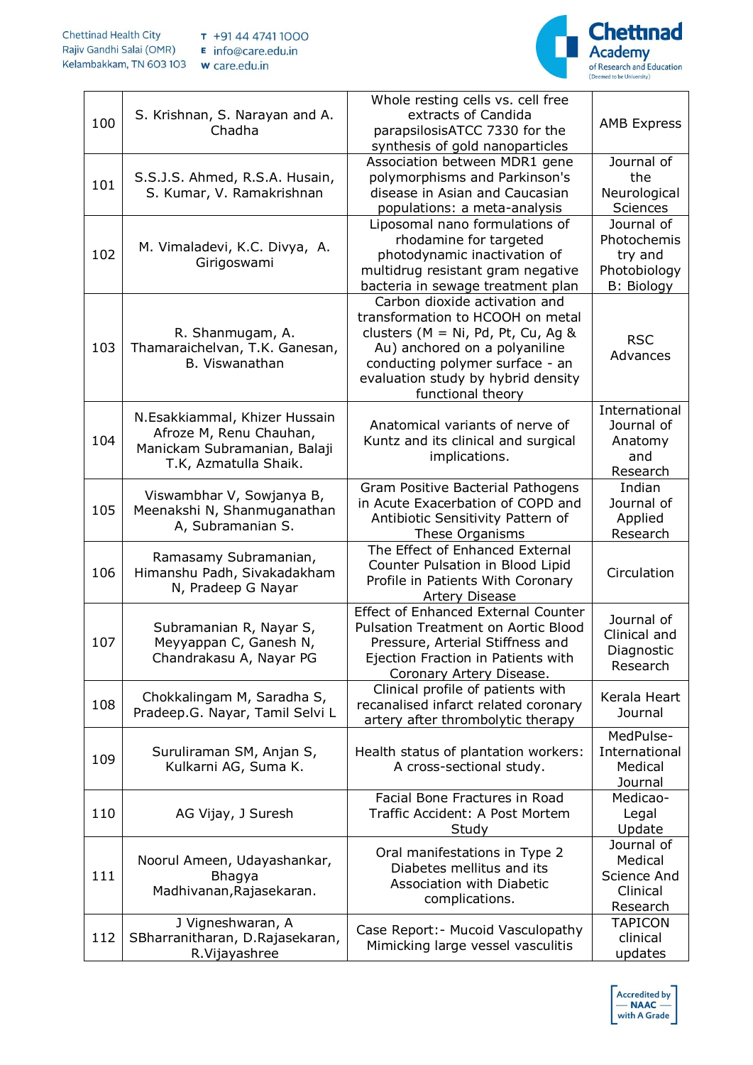| 100 | S. Krishnan, S. Narayan and A. Chadha | Whole resting cells vs. cell free extracts of Candida parapsilosisATCC 7330 for the synthesis of gold nanoparticles | AMB Express |
|---|---|---|---|
| 101 | S.S.J.S. Ahmed, R.S.A. Husain, S. Kumar, V. Ramakrishnan | Association between MDR1 gene polymorphisms and Parkinson's disease in Asian and Caucasian populations: a meta-analysis | Journal of the Neurological Sciences |
| 102 | M. Vimaladevi, K.C. Divya, A. Girigoswami | Liposomal nano formulations of rhodamine for targeted photodynamic inactivation of multidrug resistant gram negative bacteria in sewage treatment plan | Journal of Photochemistry and Photobiology B: Biology |
| 103 | R. Shanmugam, A. Thamaraichelvan, T.K. Ganesan, B. Viswanathan | Carbon dioxide activation and transformation to HCOOH on metal clusters (M = Ni, Pd, Pt, Cu, Ag & Au) anchored on a polyaniline conducting polymer surface - an evaluation study by hybrid density functional theory | RSC Advances |
| 104 | N.Esakkiammal, Khizer Hussain Afroze M, Renu Chauhan, Manickam Subramanian, Balaji T.K, Azmatulla Shaik. | Anatomical variants of nerve of Kuntz and its clinical and surgical implications. | International Journal of Anatomy and Research |
| 105 | Viswambhar V, Sowjanya B, Meenakshi N, Shanmuganathan A, Subramanian S. | Gram Positive Bacterial Pathogens in Acute Exacerbation of COPD and Antibiotic Sensitivity Pattern of These Organisms | Indian Journal of Applied Research |
| 106 | Ramasamy Subramanian, Himanshu Padh, Sivakadakham N, Pradeep G Nayar | The Effect of Enhanced External Counter Pulsation in Blood Lipid Profile in Patients With Coronary Artery Disease | Circulation |
| 107 | Subramanian R, Nayar S, Meyyappan C, Ganesh N, Chandrakasu A, Nayar PG | Effect of Enhanced External Counter Pulsation Treatment on Aortic Blood Pressure, Arterial Stiffness and Ejection Fraction in Patients with Coronary Artery Disease. | Journal of Clinical and Diagnostic Research |
| 108 | Chokkalingam M, Saradha S, Pradeep.G. Nayar, Tamil Selvi L | Clinical profile of patients with recanalised infarct related coronary artery after thrombolytic therapy | Kerala Heart Journal |
| 109 | Suruliraman SM, Anjan S, Kulkarni AG, Suma K. | Health status of plantation workers: A cross-sectional study. | MedPulse-International Medical Journal |
| 110 | AG Vijay, J Suresh | Facial Bone Fractures in Road Traffic Accident: A Post Mortem Study | Medicao-Legal Update |
| 111 | Noorul Ameen, Udayashankar, Bhagya Madhivanan,Rajasekaran. | Oral manifestations in Type 2 Diabetes mellitus and its Association with Diabetic complications. | Journal of Medical Science And Clinical Research |
| 112 | J Vigneshwaran, A SBharranitharan, D.Rajasekaran, R.Vijayashree | Case Report:- Mucoid Vasculopathy Mimicking large vessel vasculitis | TAPICON clinical updates |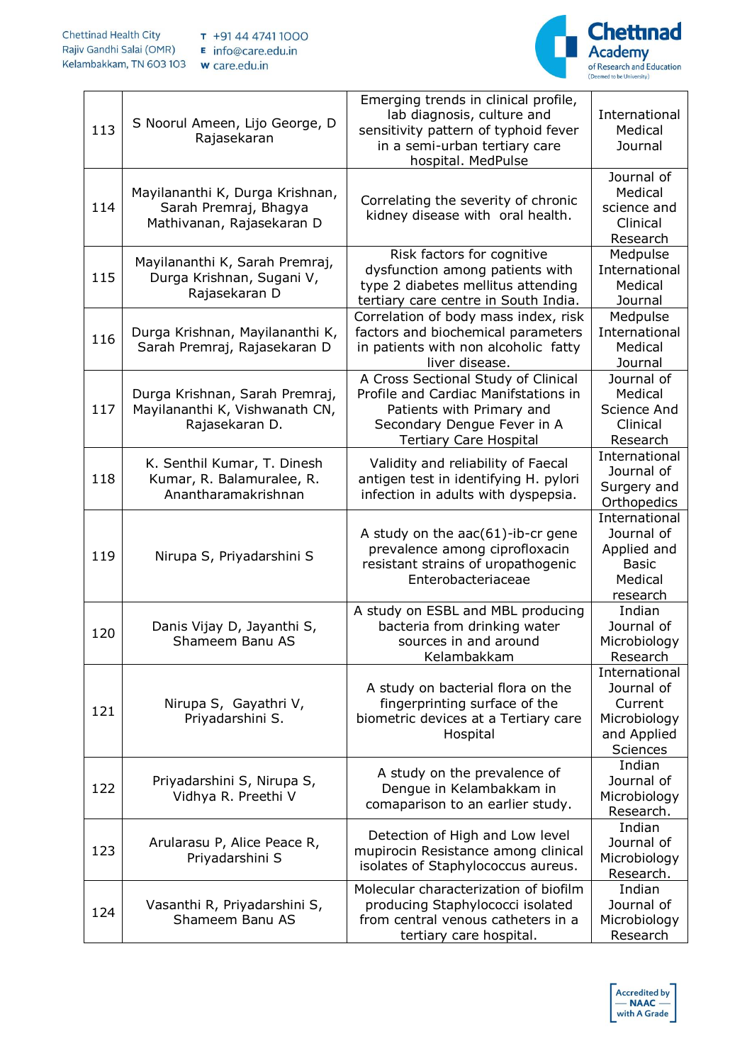| 113 | S Noorul Ameen, Lijo George, D Rajasekaran | Emerging trends in clinical profile, lab diagnosis, culture and sensitivity pattern of typhoid fever in a semi-urban tertiary care hospital. MedPulse | International Medical Journal |
|---|---|---|---|
| 114 | Mayilananthi K, Durga Krishnan, Sarah Premraj, Bhagya Mathivanan, Rajasekaran D | Correlating the severity of chronic kidney disease with oral health. | Journal of Medical science and Clinical Research |
| 115 | Mayilananthi K, Sarah Premraj, Durga Krishnan, Sugani V, Rajasekaran D | Risk factors for cognitive dysfunction among patients with type 2 diabetes mellitus attending tertiary care centre in South India. | Medpulse International Medical Journal |
| 116 | Durga Krishnan, Mayilananthi K, Sarah Premraj, Rajasekaran D | Correlation of body mass index, risk factors and biochemical parameters in patients with non alcoholic fatty liver disease. | Medpulse International Medical Journal |
| 117 | Durga Krishnan, Sarah Premraj, Mayilananthi K, Vishwanath CN, Rajasekaran D. | A Cross Sectional Study of Clinical Profile and Cardiac Manifstations in Patients with Primary and Secondary Dengue Fever in A Tertiary Care Hospital | Journal of Medical Science And Clinical Research |
| 118 | K. Senthil Kumar, T. Dinesh Kumar, R. Balamuralee, R. Anantharamakrishnan | Validity and reliability of Faecal antigen test in identifying H. pylori infection in adults with dyspepsia. | International Journal of Surgery and Orthopedics |
| 119 | Nirupa S, Priyadarshini S | A study on the aac(61)-ib-cr gene prevalence among ciprofloxacin resistant strains of uropathogenic Enterobacteriaceae | International Journal of Applied and Basic Medical research |
| 120 | Danis Vijay D, Jayanthi S, Shameem Banu AS | A study on ESBL and MBL producing bacteria from drinking water sources in and around Kelambakkam | Indian Journal of Microbiology Research |
| 121 | Nirupa S, Gayathri V, Priyadarshini S. | A study on bacterial flora on the fingerprinting surface of the biometric devices at a Tertiary care Hospital | International Journal of Current Microbiology and Applied Sciences |
| 122 | Priyadarshini S, Nirupa S, Vidhya R. Preethi V | A study on the prevalence of Dengue in Kelambakkam in comaparison to an earlier study. | Indian Journal of Microbiology Research. |
| 123 | Arularasu P, Alice Peace R, Priyadarshini S | Detection of High and Low level mupirocin Resistance among clinical isolates of Staphylococcus aureus. | Indian Journal of Microbiology Research. |
| 124 | Vasanthi R, Priyadarshini S, Shameem Banu AS | Molecular characterization of biofilm producing Staphylococci isolated from central venous catheters in a tertiary care hospital. | Indian Journal of Microbiology Research |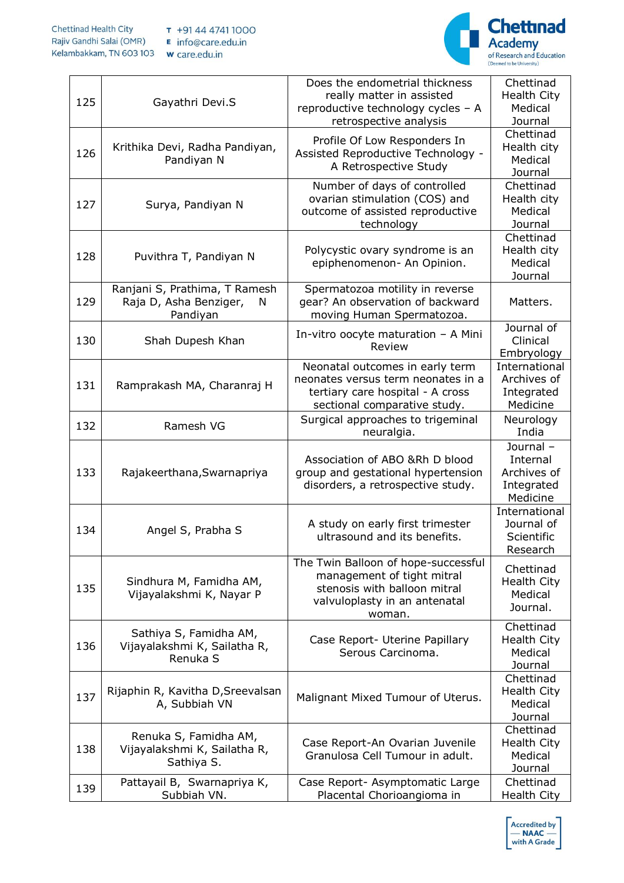| | | | |
|---|---|---|---|
| 125 | Gayathri Devi.S | Does the endometrial thickness really matter in assisted reproductive technology cycles – A retrospective analysis | Chettinad Health City Medical Journal |
| 126 | Krithika Devi, Radha Pandiyan, Pandiyan N | Profile Of Low Responders In Assisted Reproductive Technology - A Retrospective Study | Chettinad Health city Medical Journal |
| 127 | Surya, Pandiyan N | Number of days of controlled ovarian stimulation (COS) and outcome of assisted reproductive technology | Chettinad Health city Medical Journal |
| 128 | Puvithra T, Pandiyan N | Polycystic ovary syndrome is an epiphenomenon- An Opinion. | Chettinad Health city Medical Journal |
| 129 | Ranjani S, Prathima, T Ramesh Raja D, Asha Benziger, N Pandiyan | Spermatozoa motility in reverse gear? An observation of backward moving Human Spermatozoa. | Matters. |
| 130 | Shah Dupesh Khan | In-vitro oocyte maturation – A Mini Review | Journal of Clinical Embryology |
| 131 | Ramprakash MA, Charanraj H | Neonatal outcomes in early term neonates versus term neonates in a tertiary care hospital - A cross sectional comparative study. | International Archives of Integrated Medicine |
| 132 | Ramesh VG | Surgical approaches to trigeminal neuralgia. | Neurology India |
| 133 | Rajakeerthana,Swarnapriya | Association of ABO &Rh D blood group and gestational hypertension disorders, a retrospective study. | Journal – Internal Archives of Integrated Medicine |
| 134 | Angel S, Prabha S | A study on early first trimester ultrasound and its benefits. | International Journal of Scientific Research |
| 135 | Sindhura M, Famidha AM, Vijayalakshmi K, Nayar P | The Twin Balloon of hope-successful management of tight mitral stenosis with balloon mitral valvuloplasty in an antenatal woman. | Chettinad Health City Medical Journal. |
| 136 | Sathiya S, Famidha AM, Vijayalakshmi K, Sailatha R, Renuka S | Case Report- Uterine Papillary Serous Carcinoma. | Chettinad Health City Medical Journal |
| 137 | Rijaphin R, Kavitha D,Sreevalsan A, Subbiah VN | Malignant Mixed Tumour of Uterus. | Chettinad Health City Medical Journal |
| 138 | Renuka S, Famidha AM, Vijayalakshmi K, Sailatha R, Sathiya S. | Case Report-An Ovarian Juvenile Granulosa Cell Tumour in adult. | Chettinad Health City Medical Journal |
| 139 | Pattayail B, Swarnapriya K, Subbiah VN. | Case Report- Asymptomatic Large Placental Chorioangioma in | Chettinad Health City |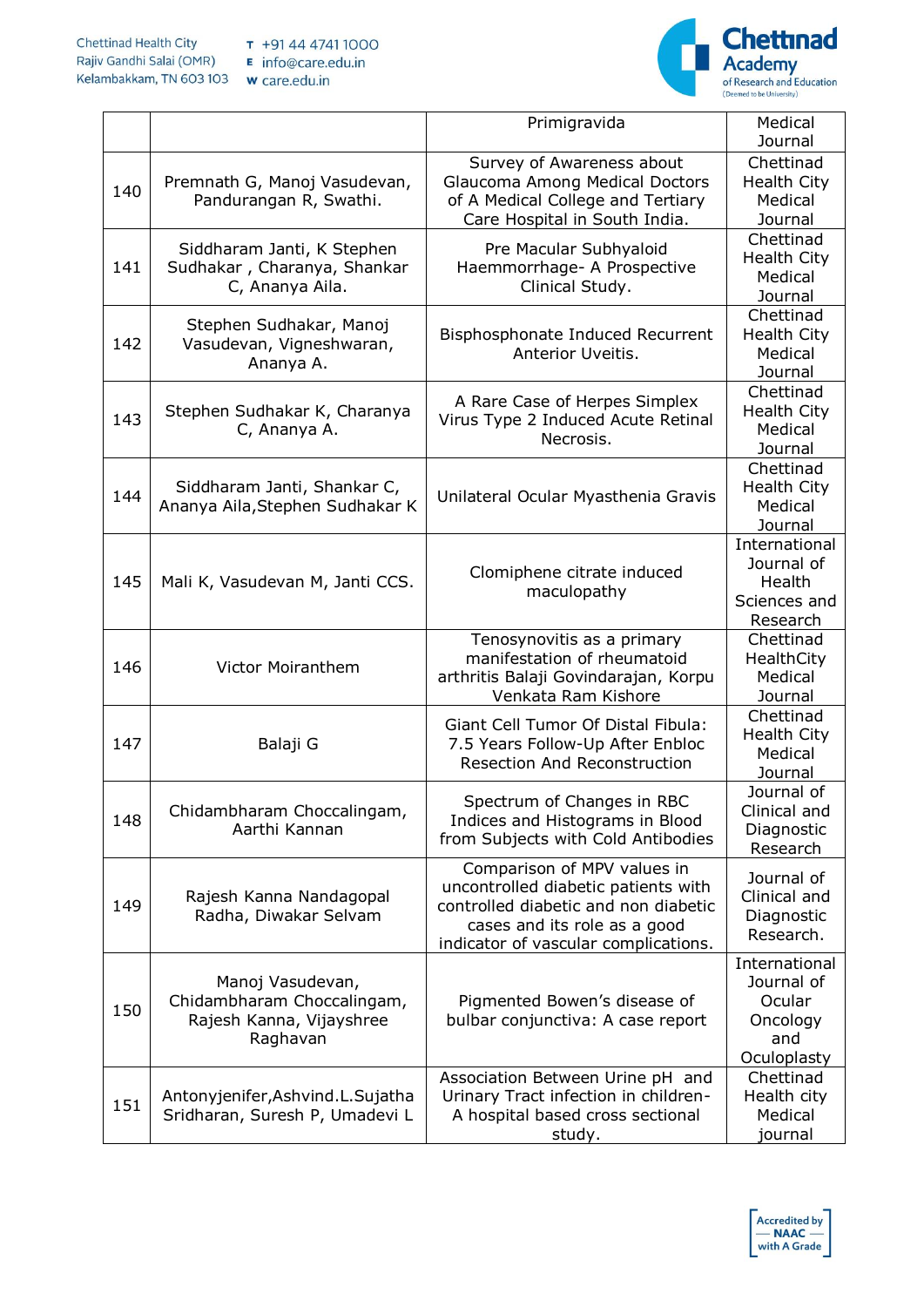| | | | |
|---|---|---|---|
| | | Primigravida | Medical Journal |
| 140 | Premnath G, Manoj Vasudevan, Pandurangan R, Swathi. | Survey of Awareness about Glaucoma Among Medical Doctors of A Medical College and Tertiary Care Hospital in South India. | Chettinad Health City Medical Journal |
| 141 | Siddharam Janti, K Stephen Sudhakar , Charanya, Shankar C, Ananya Aila. | Pre Macular Subhyaloid Haemmorrhage- A Prospective Clinical Study. | Chettinad Health City Medical Journal |
| 142 | Stephen Sudhakar, Manoj Vasudevan, Vigneshwaran, Ananya A. | Bisphosphonate Induced Recurrent Anterior Uveitis. | Chettinad Health City Medical Journal |
| 143 | Stephen Sudhakar K, Charanya C, Ananya A. | A Rare Case of Herpes Simplex Virus Type 2 Induced Acute Retinal Necrosis. | Chettinad Health City Medical Journal |
| 144 | Siddharam Janti, Shankar C, Ananya Aila,Stephen Sudhakar K | Unilateral Ocular Myasthenia Gravis | Chettinad Health City Medical Journal |
| 145 | Mali K, Vasudevan M, Janti CCS. | Clomiphene citrate induced maculopathy | International Journal of Health Sciences and Research |
| 146 | Victor Moiranthem | Tenosynovitis as a primary manifestation of rheumatoid arthritis Balaji Govindarajan, Korpu Venkata Ram Kishore | Chettinad HealthCity Medical Journal |
| 147 | Balaji G | Giant Cell Tumor Of Distal Fibula: 7.5 Years Follow-Up After Enbloc Resection And Reconstruction | Chettinad Health City Medical Journal |
| 148 | Chidambharam Choccalingam, Aarthi Kannan | Spectrum of Changes in RBC Indices and Histograms in Blood from Subjects with Cold Antibodies | Journal of Clinical and Diagnostic Research |
| 149 | Rajesh Kanna Nandagopal Radha, Diwakar Selvam | Comparison of MPV values in uncontrolled diabetic patients with controlled diabetic and non diabetic cases and its role as a good indicator of vascular complications. | Journal of Clinical and Diagnostic Research. |
| 150 | Manoj Vasudevan, Chidambharam Choccalingam, Rajesh Kanna, Vijayshree Raghavan | Pigmented Bowen's disease of bulbar conjunctiva: A case report | International Journal of Ocular Oncology and Oculoplasty |
| 151 | Antonyjenifer,Ashvind.L.Sujatha Sridharan, Suresh P, Umadevi L | Association Between Urine pH and Urinary Tract infection in children- A hospital based cross sectional study. | Chettinad Health city Medical journal |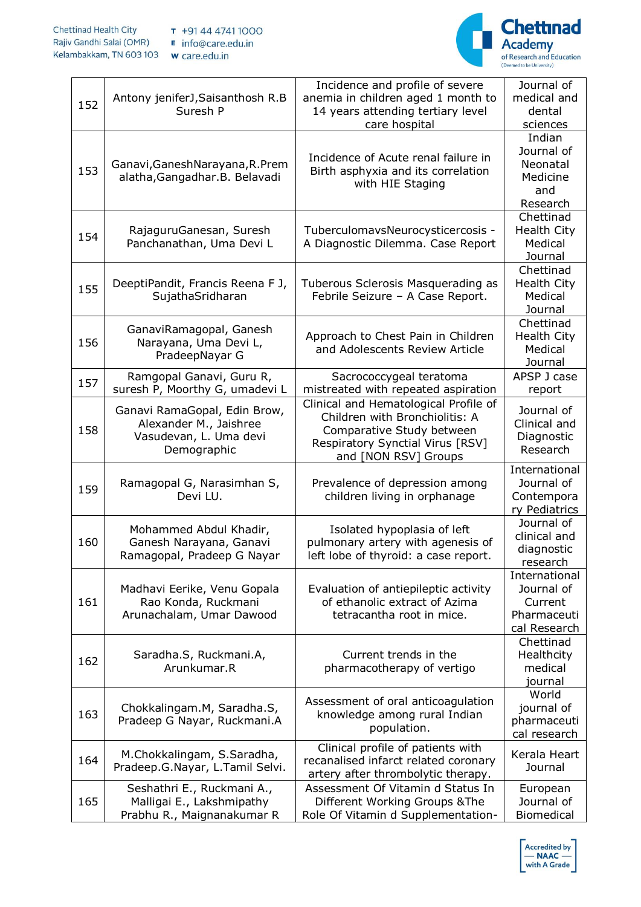| 152 | Antony jeniferJ,Saisanthosh R.B Suresh P | Incidence and profile of severe anemia in children aged 1 month to 14 years attending tertiary level care hospital | Journal of medical and dental sciences |
|---|---|---|---|
| 153 | Ganavi,GaneshNarayana,R.Prem alatha,Gangadhar.B. Belavadi | Incidence of Acute renal failure in Birth asphyxia and its correlation with HIE Staging | Indian Journal of Neonatal Medicine and Research |
| 154 | RajaguruGanesan, Suresh Panchanathan, Uma Devi L | TuberculomavsNeurocysticercosis - A Diagnostic Dilemma. Case Report | Chettinad Health City Medical Journal |
| 155 | DeeptiPandit, Francis Reena F J, SujathaSridharan | Tuberous Sclerosis Masquerading as Febrile Seizure – A Case Report. | Chettinad Health City Medical Journal |
| 156 | GanaviRamagopal, Ganesh Narayana, Uma Devi L, PradeepNayar G | Approach to Chest Pain in Children and Adolescents Review Article | Chettinad Health City Medical Journal |
| 157 | Ramgopal Ganavi, Guru R, suresh P, Moorthy G, umadevi L | Sacrococcygeal teratoma mistreated with repeated aspiration | APSP J case report |
| 158 | Ganavi RamaGopal, Edin Brow, Alexander M., Jaishree Vasudevan, L. Uma devi Demographic | Clinical and Hematological Profile of Children with Bronchiolitis: A Comparative Study between Respiratory Synctial Virus [RSV] and [NON RSV] Groups | Journal of Clinical and Diagnostic Research |
| 159 | Ramagopal G, Narasimhan S, Devi LU. | Prevalence of depression among children living in orphanage | International Journal of Contempora ry Pediatrics |
| 160 | Mohammed Abdul Khadir, Ganesh Narayana, Ganavi Ramagopal, Pradeep G Nayar | Isolated hypoplasia of left pulmonary artery with agenesis of left lobe of thyroid: a case report. | Journal of clinical and diagnostic research |
| 161 | Madhavi Eerike, Venu Gopala Rao Konda, Ruckmani Arunachalam, Umar Dawood | Evaluation of antiepileptic activity of ethanolic extract of Azima tetracantha root in mice. | International Journal of Current Pharmaceuti cal Research |
| 162 | Saradha.S, Ruckmani.A, Arunkumar.R | Current trends in the pharmacotherapy of vertigo | Chettinad Healthcity medical journal |
| 163 | Chokkalingam.M, Saradha.S, Pradeep G Nayar, Ruckmani.A | Assessment of oral anticoagulation knowledge among rural Indian population. | World journal of pharmaceuti cal research |
| 164 | M.Chokkalingam, S.Saradha, Pradeep.G.Nayar, L.Tamil Selvi. | Clinical profile of patients with recanalised infarct related coronary artery after thrombolytic therapy. | Kerala Heart Journal |
| 165 | Seshathri E., Ruckmani A., Malligai E., Lakshmipathy Prabhu R., Maignanakumar R | Assessment Of Vitamin d Status In Different Working Groups &The Role Of Vitamin d Supplementation- | European Journal of Biomedical |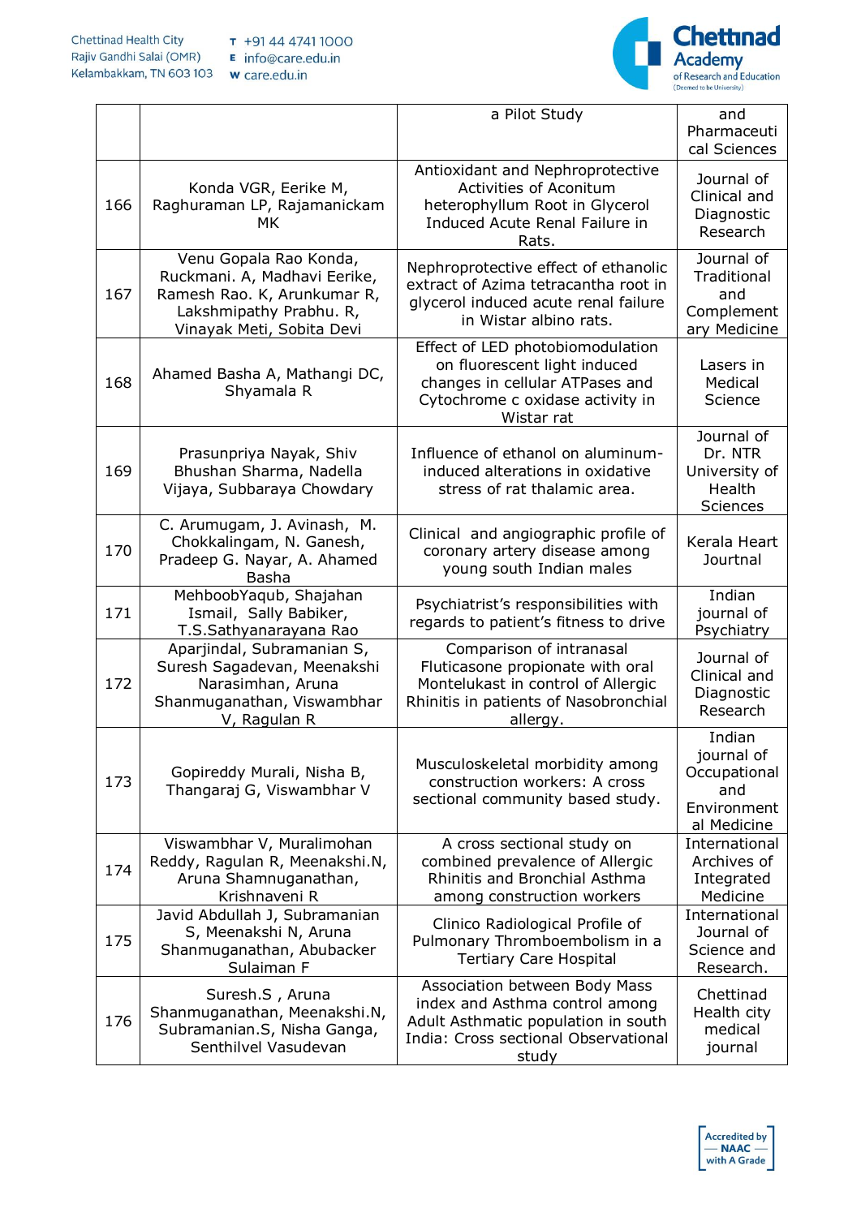| | | | |
|---|---|---|---|
| | | a Pilot Study | and Pharmaceutical Sciences |
| 166 | Konda VGR, Eerike M, Raghuraman LP, Rajamanickam MK | Antioxidant and Nephroprotective Activities of Aconitum heterophyllum Root in Glycerol Induced Acute Renal Failure in Rats. | Journal of Clinical and Diagnostic Research |
| 167 | Venu Gopala Rao Konda, Ruckmani. A, Madhavi Eerike, Ramesh Rao. K, Arunkumar R, Lakshmipathy Prabhu. R, Vinayak Meti, Sobita Devi | Nephroprotective effect of ethanolic extract of Azima tetracantha root in glycerol induced acute renal failure in Wistar albino rats. | Journal of Traditional and Complementary Medicine |
| 168 | Ahamed Basha A, Mathangi DC, Shyamala R | Effect of LED photobiomodulation on fluorescent light induced changes in cellular ATPases and Cytochrome c oxidase activity in Wistar rat | Lasers in Medical Science |
| 169 | Prasunpriya Nayak, Shiv Bhushan Sharma, Nadella Vijaya, Subbaraya Chowdary | Influence of ethanol on aluminum-induced alterations in oxidative stress of rat thalamic area. | Journal of Dr. NTR University of Health Sciences |
| 170 | C. Arumugam, J. Avinash, M. Chokkalingam, N. Ganesh, Pradeep G. Nayar, A. Ahamed Basha | Clinical and angiographic profile of coronary artery disease among young south Indian males | Kerala Heart Jourtnal |
| 171 | MehboobYaqub, Shajahan Ismail, Sally Babiker, T.S.Sathyanarayana Rao | Psychiatrist's responsibilities with regards to patient's fitness to drive | Indian journal of Psychiatry |
| 172 | Aparjindal, Subramanian S, Suresh Sagadevan, Meenakshi Narasimhan, Aruna Shanmuganathan, Viswambhar V, Ragulan R | Comparison of intranasal Fluticasone propionate with oral Montelukast in control of Allergic Rhinitis in patients of Nasobronchial allergy. | Journal of Clinical and Diagnostic Research |
| 173 | Gopireddy Murali, Nisha B, Thangaraj G, Viswambhar V | Musculoskeletal morbidity among construction workers: A cross sectional community based study. | Indian journal of Occupational and Environmental Medicine |
| 174 | Viswambhar V, Muralimohan Reddy, Ragulan R, Meenakshi.N, Aruna Shamnuganathan, Krishnaveni R | A cross sectional study on combined prevalence of Allergic Rhinitis and Bronchial Asthma among construction workers | International Archives of Integrated Medicine |
| 175 | Javid Abdullah J, Subramanian S, Meenakshi N, Aruna Shanmuganathan, Abubacker Sulaiman F | Clinico Radiological Profile of Pulmonary Thromboembolism in a Tertiary Care Hospital | International Journal of Science and Research. |
| 176 | Suresh.S , Aruna Shanmuganathan, Meenakshi.N, Subramanian.S, Nisha Ganga, Senthilvel Vasudevan | Association between Body Mass index and Asthma control among Adult Asthmatic population in south India: Cross sectional Observational study | Chettinad Health city medical journal |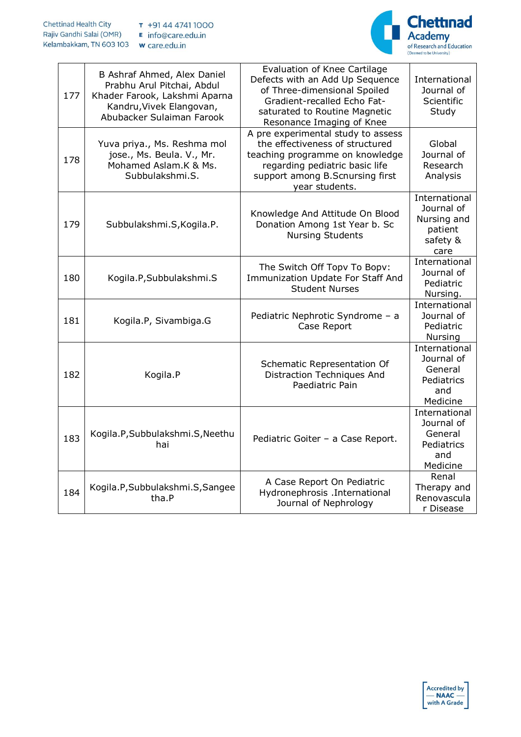| | | | |
|---|---|---|---|
| 177 | B Ashraf Ahmed, Alex Daniel Prabhu Arul Pitchai, Abdul Khader Farook, Lakshmi Aparna Kandru,Vivek Elangovan, Abubacker Sulaiman Farook | Evaluation of Knee Cartilage Defects with an Add Up Sequence of Three-dimensional Spoiled Gradient-recalled Echo Fat-saturated to Routine Magnetic Resonance Imaging of Knee | International Journal of Scientific Study |
| 178 | Yuva priya., Ms. Reshma mol jose., Ms. Beula. V., Mr. Mohamed Aslam.K & Ms. Subbulakshmi.S. | A pre experimental study to assess the effectiveness of structured teaching programme on knowledge regarding pediatric basic life support among B.Scnursing first year students. | Global Journal of Research Analysis |
| 179 | Subbulakshmi.S,Kogila.P. | Knowledge And Attitude On Blood Donation Among 1st Year b. Sc Nursing Students | International Journal of Nursing and patient safety & care |
| 180 | Kogila.P,Subbulakshmi.S | The Switch Off Topv To Bopv: Immunization Update For Staff And Student Nurses | International Journal of Pediatric Nursing. |
| 181 | Kogila.P, Sivambiga.G | Pediatric Nephrotic Syndrome – a Case Report | International Journal of Pediatric Nursing |
| 182 | Kogila.P | Schematic Representation Of Distraction Techniques And Paediatric Pain | International Journal of General Pediatrics and Medicine |
| 183 | Kogila.P,Subbulakshmi.S,Neethu hai | Pediatric Goiter – a Case Report. | International Journal of General Pediatrics and Medicine |
| 184 | Kogila.P,Subbulakshmi.S,Sangeetha.P | A Case Report On Pediatric Hydronephrosis .International Journal of Nephrology | Renal Therapy and Renovascular Disease |